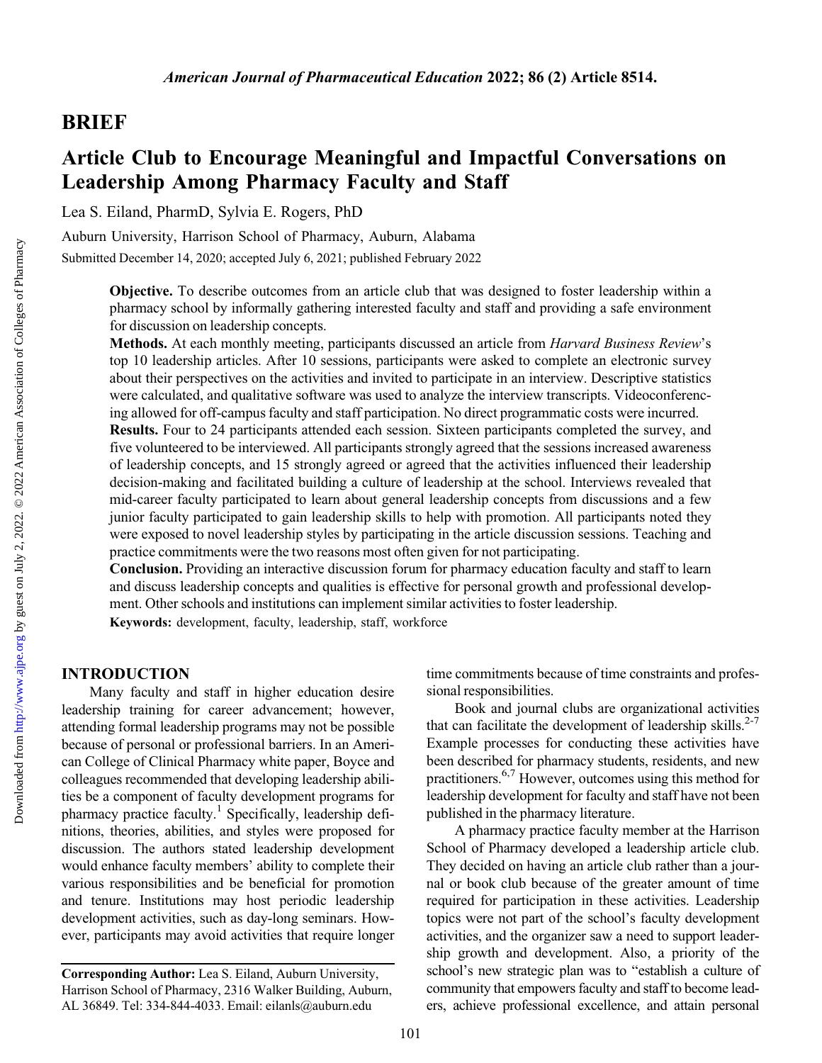## BRIEF

# Article Club to Encourage Meaningful and Impactful Conversations on Leadership Among Pharmacy Faculty and Staff

Lea S. Eiland, PharmD, Sylvia E. Rogers, PhD

Auburn University, Harrison School of Pharmacy, Auburn, Alabama

Submitted December 14, 2020; accepted July 6, 2021; published February 2022

**Objective.** To describe outcomes from an article club that was designed to foster leadership within a pharmacy school by informally gathering interested faculty and staff and providing a safe environment for discussion on leadership concepts.

**Methods.** At each monthly meeting, participants discussed an article from *Harvard Business Review*'s top 10 leadership articles. After 10 sessions, participants were asked to complete an electronic survey about their perspectives on the activities and invited to participate in an interview. Descriptive statistics were calculated, and qualitative software was used to analyze the interview transcripts. Videoconferencing allowed for off-campus faculty and staff participation. No direct programmatic costs were incurred.

**Results.** Four to 24 participants attended each session. Sixteen participants completed the survey, and five volunteered to be interviewed. All participants strongly agreed that the sessions increased awareness of leadership concepts, and 15 strongly agreed or agreed that the activities influenced their leadership decision-making and facilitated building a culture of leadership at the school. Interviews revealed that mid-career faculty participated to learn about general leadership concepts from discussions and a few junior faculty participated to gain leadership skills to help with promotion. All participants noted they were exposed to novel leadership styles by participating in the article discussion sessions. Teaching and practice commitments were the two reasons most often given for not participating.

**Conclusion.** Providing an interactive discussion forum for pharmacy education faculty and staff to learn and discuss leadership concepts and qualities is effective for personal growth and professional development. Other schools and institutions can implement similar activities to foster leadership.

**Keywords:** development, faculty, leadership, staff, workforce

## INTRODUCTION

Many faculty and staff in higher education desire leadership training for career advancement; however, attending formal leadership programs may not be possible because of personal or professional barriers. In an American College of Clinical Pharmacy white paper, Boyce and colleagues recommended that developing leadership abilities be a component of faculty development programs for pharmacy practice faculty.[1] Specifically, leadership definitions, theories, abilities, and styles were proposed for discussion. The authors stated leadership development would enhance faculty members' ability to complete their various responsibilities and be beneficial for promotion and tenure. Institutions may host periodic leadership development activities, such as day-long seminars. However, participants may avoid activities that require longer time commitments because of time constraints and professional responsibilities.

Book and journal clubs are organizational activities that can facilitate the development of leadership skills.[2-7] Example processes for conducting these activities have been described for pharmacy students, residents, and new practitioners.[6,7] However, outcomes using this method for leadership development for faculty and staff have not been published in the pharmacy literature.

A pharmacy practice faculty member at the Harrison School of Pharmacy developed a leadership article club. They decided on having an article club rather than a journal or book club because of the greater amount of time required for participation in these activities. Leadership topics were not part of the school's faculty development activities, and the organizer saw a need to support leadership growth and development. Also, a priority of the school's new strategic plan was to "establish a culture of community that empowers faculty and staff to become leaders, achieve professional excellence, and attain personal

**Corresponding Author:** Lea S. Eiland, Auburn University, Harrison School of Pharmacy, 2316 Walker Building, Auburn, AL 36849. Tel: 334-844-4033. Email: eilanls@auburn.edu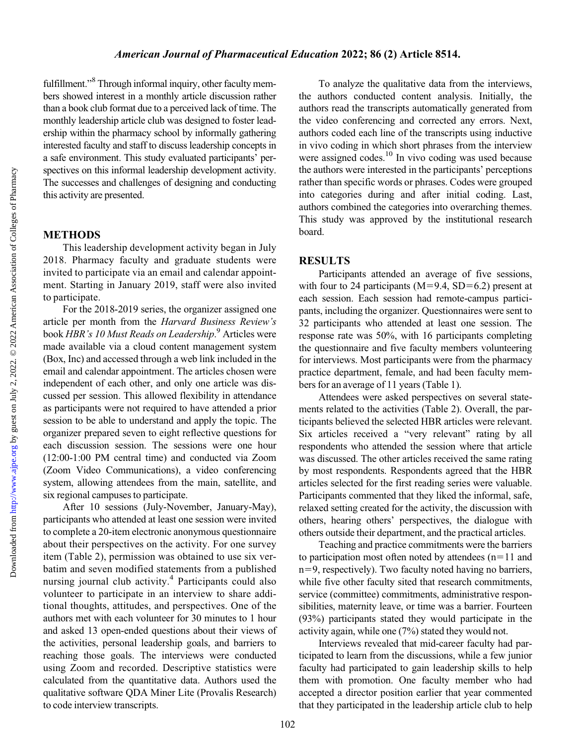fulfillment."[8] Through informal inquiry, other faculty members showed interest in a monthly article discussion rather than a book club format due to a perceived lack of time. The monthly leadership article club was designed to foster leadership within the pharmacy school by informally gathering interested faculty and staff to discuss leadership concepts in a safe environment. This study evaluated participants' perspectives on this informal leadership development activity. The successes and challenges of designing and conducting this activity are presented.

## METHODS

This leadership development activity began in July 2018. Pharmacy faculty and graduate students were invited to participate via an email and calendar appointment. Starting in January 2019, staff were also invited to participate.

For the 2018-2019 series, the organizer assigned one article per month from the *Harvard Business Review's* book *HBR's 10 Must Reads on Leadership*.[9] Articles were made available via a cloud content management system (Box, Inc) and accessed through a web link included in the email and calendar appointment. The articles chosen were independent of each other, and only one article was discussed per session. This allowed flexibility in attendance as participants were not required to have attended a prior session to be able to understand and apply the topic. The organizer prepared seven to eight reflective questions for each discussion session. The sessions were one hour (12:00-1:00 PM central time) and conducted via Zoom (Zoom Video Communications), a video conferencing system, allowing attendees from the main, satellite, and six regional campuses to participate.

After 10 sessions (July-November, January-May), participants who attended at least one session were invited to complete a 20-item electronic anonymous questionnaire about their perspectives on the activity. For one survey item (Table 2), permission was obtained to use six verbatim and seven modified statements from a published nursing journal club activity.[4] Participants could also volunteer to participate in an interview to share additional thoughts, attitudes, and perspectives. One of the authors met with each volunteer for 30 minutes to 1 hour and asked 13 open-ended questions about their views of the activities, personal leadership goals, and barriers to reaching those goals. The interviews were conducted using Zoom and recorded. Descriptive statistics were calculated from the quantitative data. Authors used the qualitative software QDA Miner Lite (Provalis Research) to code interview transcripts.

To analyze the qualitative data from the interviews, the authors conducted content analysis. Initially, the authors read the transcripts automatically generated from the video conferencing and corrected any errors. Next, authors coded each line of the transcripts using inductive in vivo coding in which short phrases from the interview were assigned codes.[10] In vivo coding was used because the authors were interested in the participants' perceptions rather than specific words or phrases. Codes were grouped into categories during and after initial coding. Last, authors combined the categories into overarching themes. This study was approved by the institutional research board.

## RESULTS

Participants attended an average of five sessions, with four to 24 participants ($M=9.4$, $SD=6.2$) present at each session. Each session had remote-campus participants, including the organizer. Questionnaires were sent to 32 participants who attended at least one session. The response rate was 50%, with 16 participants completing the questionnaire and five faculty members volunteering for interviews. Most participants were from the pharmacy practice department, female, and had been faculty members for an average of 11 years (Table 1).

Attendees were asked perspectives on several statements related to the activities (Table 2). Overall, the participants believed the selected HBR articles were relevant. Six articles received a "very relevant" rating by all respondents who attended the session where that article was discussed. The other articles received the same rating by most respondents. Respondents agreed that the HBR articles selected for the first reading series were valuable. Participants commented that they liked the informal, safe, relaxed setting created for the activity, the discussion with others, hearing others' perspectives, the dialogue with others outside their department, and the practical articles.

Teaching and practice commitments were the barriers to participation most often noted by attendees ($n=11$ and $n=9$, respectively). Two faculty noted having no barriers, while five other faculty sited that research commitments, service (committee) commitments, administrative responsibilities, maternity leave, or time was a barrier. Fourteen (93%) participants stated they would participate in the activity again, while one (7%) stated they would not.

Interviews revealed that mid-career faculty had participated to learn from the discussions, while a few junior faculty had participated to gain leadership skills to help them with promotion. One faculty member who had accepted a director position earlier that year commented that they participated in the leadership article club to help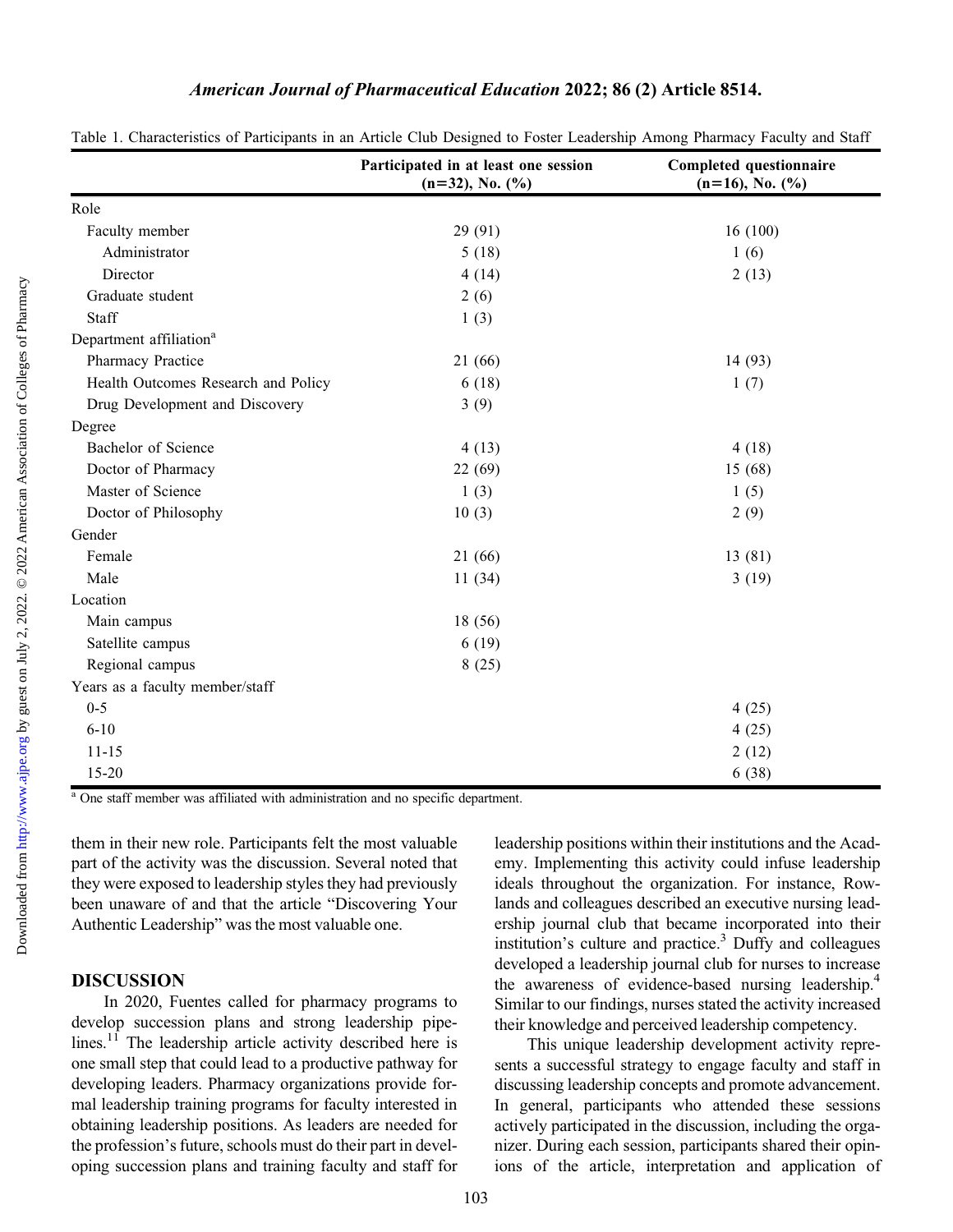Table 1. Characteristics of Participants in an Article Club Designed to Foster Leadership Among Pharmacy Faculty and Staff

| | Participated in at least one session (n=32), No. (%) | Completed questionnaire (n=16), No. (%) |
|---|---|---|
| Role | | |
| Faculty member | 29 (91) | 16 (100) |
| Administrator | 5 (18) | 1 (6) |
| Director | 4 (14) | 2 (13) |
| Graduate student | 2 (6) | |
| Staff | 1 (3) | |
| Department affiliation[a] | | |
| Pharmacy Practice | 21 (66) | 14 (93) |
| Health Outcomes Research and Policy | 6 (18) | 1 (7) |
| Drug Development and Discovery | 3 (9) | |
| Degree | | |
| Bachelor of Science | 4 (13) | 4 (18) |
| Doctor of Pharmacy | 22 (69) | 15 (68) |
| Master of Science | 1 (3) | 1 (5) |
| Doctor of Philosophy | 10 (3) | 2 (9) |
| Gender | | |
| Female | 21 (66) | 13 (81) |
| Male | 11 (34) | 3 (19) |
| Location | | |
| Main campus | 18 (56) | |
| Satellite campus | 6 (19) | |
| Regional campus | 8 (25) | |
| Years as a faculty member/staff | | |
| 0-5 | | 4 (25) |
| 6-10 | | 4 (25) |
| 11-15 | | 2 (12) |
| 15-20 | | 6 (38) |

[a] One staff member was affiliated with administration and no specific department.

them in their new role. Participants felt the most valuable part of the activity was the discussion. Several noted that they were exposed to leadership styles they had previously been unaware of and that the article "Discovering Your Authentic Leadership" was the most valuable one.

## DISCUSSION

In 2020, Fuentes called for pharmacy programs to develop succession plans and strong leadership pipelines.[11] The leadership article activity described here is one small step that could lead to a productive pathway for developing leaders. Pharmacy organizations provide formal leadership training programs for faculty interested in obtaining leadership positions. As leaders are needed for the profession's future, schools must do their part in developing succession plans and training faculty and staff for leadership positions within their institutions and the Academy. Implementing this activity could infuse leadership ideals throughout the organization. For instance, Rowlands and colleagues described an executive nursing leadership journal club that became incorporated into their institution's culture and practice.[3] Duffy and colleagues developed a leadership journal club for nurses to increase the awareness of evidence-based nursing leadership.[4] Similar to our findings, nurses stated the activity increased their knowledge and perceived leadership competency.

This unique leadership development activity represents a successful strategy to engage faculty and staff in discussing leadership concepts and promote advancement. In general, participants who attended these sessions actively participated in the discussion, including the organizer. During each session, participants shared their opinions of the article, interpretation and application of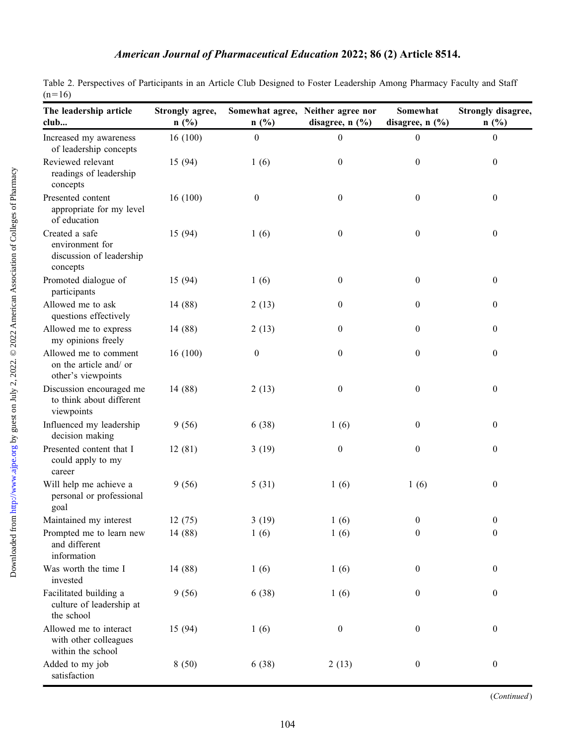Table 2. Perspectives of Participants in an Article Club Designed to Foster Leadership Among Pharmacy Faculty and Staff (n=16)

| The leadership article club... | Strongly agree, n (%) | Somewhat agree, n (%) | Neither agree nor disagree, n (%) | Somewhat disagree, n (%) | Strongly disagree, n (%) |
|---|---|---|---|---|---|
| Increased my awareness of leadership concepts | 16 (100) | 0 | 0 | 0 | 0 |
| Reviewed relevant readings of leadership concepts | 15 (94) | 1 (6) | 0 | 0 | 0 |
| Presented content appropriate for my level of education | 16 (100) | 0 | 0 | 0 | 0 |
| Created a safe environment for discussion of leadership concepts | 15 (94) | 1 (6) | 0 | 0 | 0 |
| Promoted dialogue of participants | 15 (94) | 1 (6) | 0 | 0 | 0 |
| Allowed me to ask questions effectively | 14 (88) | 2 (13) | 0 | 0 | 0 |
| Allowed me to express my opinions freely | 14 (88) | 2 (13) | 0 | 0 | 0 |
| Allowed me to comment on the article and/ or other's viewpoints | 16 (100) | 0 | 0 | 0 | 0 |
| Discussion encouraged me to think about different viewpoints | 14 (88) | 2 (13) | 0 | 0 | 0 |
| Influenced my leadership decision making | 9 (56) | 6 (38) | 1 (6) | 0 | 0 |
| Presented content that I could apply to my career | 12 (81) | 3 (19) | 0 | 0 | 0 |
| Will help me achieve a personal or professional goal | 9 (56) | 5 (31) | 1 (6) | 1 (6) | 0 |
| Maintained my interest | 12 (75) | 3 (19) | 1 (6) | 0 | 0 |
| Prompted me to learn new and different information | 14 (88) | 1 (6) | 1 (6) | 0 | 0 |
| Was worth the time I invested | 14 (88) | 1 (6) | 1 (6) | 0 | 0 |
| Facilitated building a culture of leadership at the school | 9 (56) | 6 (38) | 1 (6) | 0 | 0 |
| Allowed me to interact with other colleagues within the school | 15 (94) | 1 (6) | 0 | 0 | 0 |
| Added to my job satisfaction | 8 (50) | 6 (38) | 2 (13) | 0 | 0 |

(*Continued*)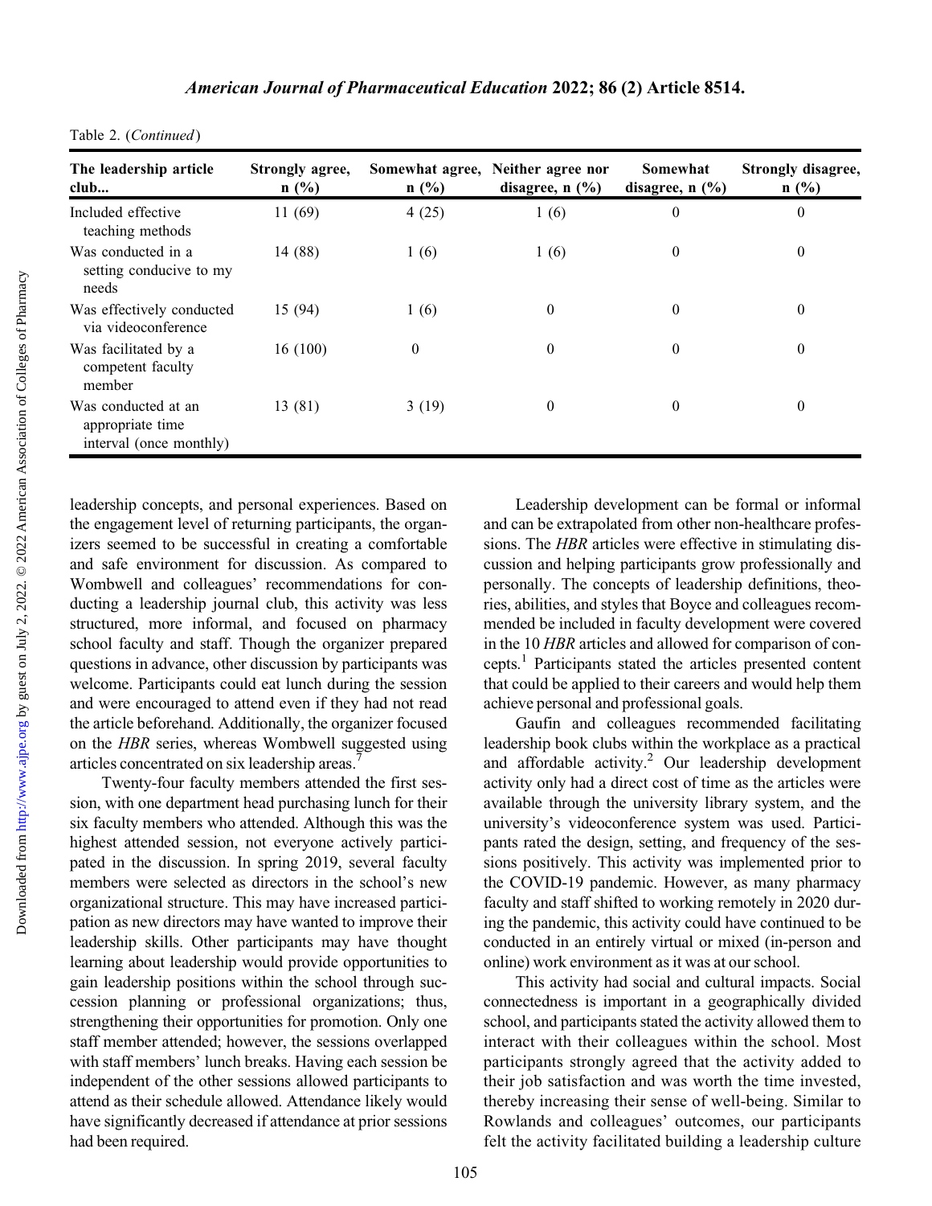Table 2. (*Continued*)

| The leadership article club... | Strongly agree, n (%) | Somewhat agree, n (%) | Neither agree nor disagree, n (%) | Somewhat disagree, n (%) | Strongly disagree, n (%) |
|---|---|---|---|---|---|
| Included effective teaching methods | 11 (69) | 4 (25) | 1 (6) | 0 | 0 |
| Was conducted in a setting conducive to my needs | 14 (88) | 1 (6) | 1 (6) | 0 | 0 |
| Was effectively conducted via videoconference | 15 (94) | 1 (6) | 0 | 0 | 0 |
| Was facilitated by a competent faculty member | 16 (100) | 0 | 0 | 0 | 0 |
| Was conducted at an appropriate time interval (once monthly) | 13 (81) | 3 (19) | 0 | 0 | 0 |

leadership concepts, and personal experiences. Based on the engagement level of returning participants, the organizers seemed to be successful in creating a comfortable and safe environment for discussion. As compared to Wombwell and colleagues' recommendations for conducting a leadership journal club, this activity was less structured, more informal, and focused on pharmacy school faculty and staff. Though the organizer prepared questions in advance, other discussion by participants was welcome. Participants could eat lunch during the session and were encouraged to attend even if they had not read the article beforehand. Additionally, the organizer focused on the *HBR* series, whereas Wombwell suggested using articles concentrated on six leadership areas.[7]

Twenty-four faculty members attended the first session, with one department head purchasing lunch for their six faculty members who attended. Although this was the highest attended session, not everyone actively participated in the discussion. In spring 2019, several faculty members were selected as directors in the school's new organizational structure. This may have increased participation as new directors may have wanted to improve their leadership skills. Other participants may have thought learning about leadership would provide opportunities to gain leadership positions within the school through succession planning or professional organizations; thus, strengthening their opportunities for promotion. Only one staff member attended; however, the sessions overlapped with staff members' lunch breaks. Having each session be independent of the other sessions allowed participants to attend as their schedule allowed. Attendance likely would have significantly decreased if attendance at prior sessions had been required.

Leadership development can be formal or informal and can be extrapolated from other non-healthcare professions. The *HBR* articles were effective in stimulating discussion and helping participants grow professionally and personally. The concepts of leadership definitions, theories, abilities, and styles that Boyce and colleagues recommended be included in faculty development were covered in the 10 *HBR* articles and allowed for comparison of concepts.[1] Participants stated the articles presented content that could be applied to their careers and would help them achieve personal and professional goals.

Gaufin and colleagues recommended facilitating leadership book clubs within the workplace as a practical and affordable activity.[2] Our leadership development activity only had a direct cost of time as the articles were available through the university library system, and the university's videoconference system was used. Participants rated the design, setting, and frequency of the sessions positively. This activity was implemented prior to the COVID-19 pandemic. However, as many pharmacy faculty and staff shifted to working remotely in 2020 during the pandemic, this activity could have continued to be conducted in an entirely virtual or mixed (in-person and online) work environment as it was at our school.

This activity had social and cultural impacts. Social connectedness is important in a geographically divided school, and participants stated the activity allowed them to interact with their colleagues within the school. Most participants strongly agreed that the activity added to their job satisfaction and was worth the time invested, thereby increasing their sense of well-being. Similar to Rowlands and colleagues' outcomes, our participants felt the activity facilitated building a leadership culture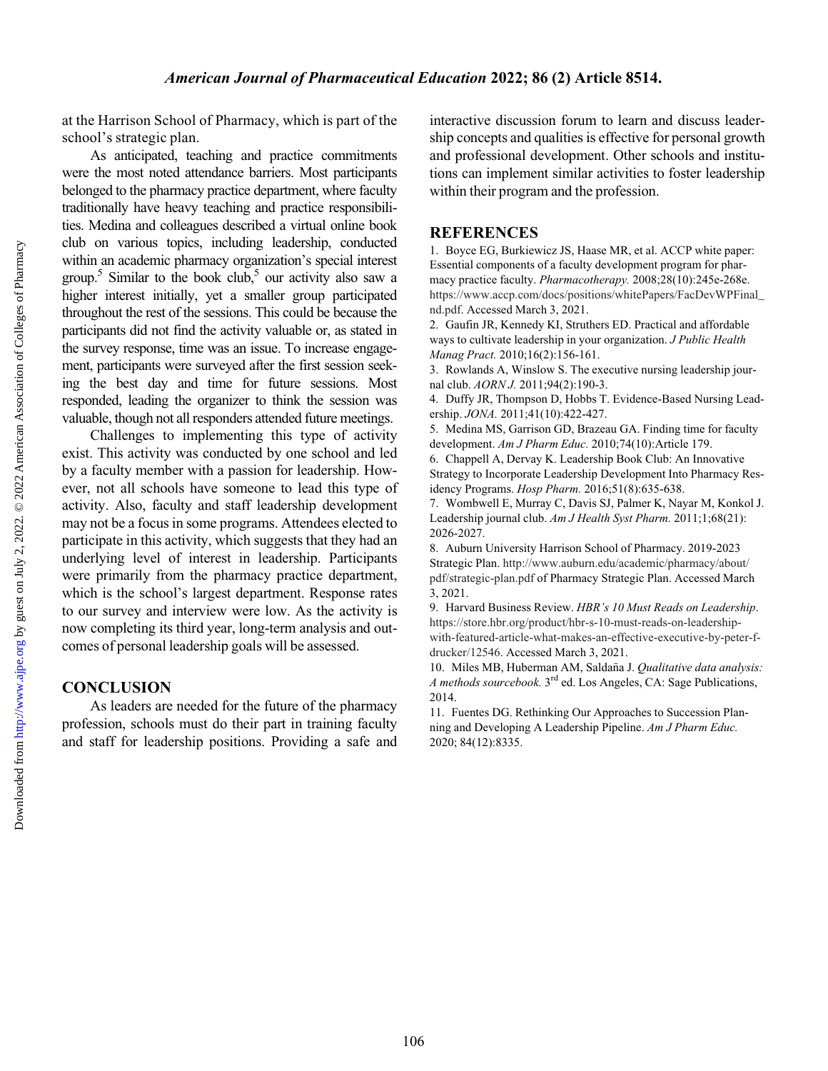at the Harrison School of Pharmacy, which is part of the school's strategic plan.

As anticipated, teaching and practice commitments were the most noted attendance barriers. Most participants belonged to the pharmacy practice department, where faculty traditionally have heavy teaching and practice responsibilities. Medina and colleagues described a virtual online book club on various topics, including leadership, conducted within an academic pharmacy organization's special interest group.[5] Similar to the book club,[5] our activity also saw a higher interest initially, yet a smaller group participated throughout the rest of the sessions. This could be because the participants did not find the activity valuable or, as stated in the survey response, time was an issue. To increase engagement, participants were surveyed after the first session seeking the best day and time for future sessions. Most responded, leading the organizer to think the session was valuable, though not all responders attended future meetings.

Challenges to implementing this type of activity exist. This activity was conducted by one school and led by a faculty member with a passion for leadership. However, not all schools have someone to lead this type of activity. Also, faculty and staff leadership development may not be a focus in some programs. Attendees elected to participate in this activity, which suggests that they had an underlying level of interest in leadership. Participants were primarily from the pharmacy practice department, which is the school's largest department. Response rates to our survey and interview were low. As the activity is now completing its third year, long-term analysis and outcomes of personal leadership goals will be assessed.

## CONCLUSION

As leaders are needed for the future of the pharmacy profession, schools must do their part in training faculty and staff for leadership positions. Providing a safe and interactive discussion forum to learn and discuss leadership concepts and qualities is effective for personal growth and professional development. Other schools and institutions can implement similar activities to foster leadership within their program and the profession.

## REFERENCES

1. Boyce EG, Burkiewicz JS, Haase MR, et al. ACCP white paper: Essential components of a faculty development program for pharmacy practice faculty. *Pharmacotherapy.* 2008;28(10):245e-268e. https://www.accp.com/docs/positions/whitePapers/FacDevWPFinal_nd.pdf. Accessed March 3, 2021.
2. Gaufin JR, Kennedy KI, Struthers ED. Practical and affordable ways to cultivate leadership in your organization. *J Public Health Manag Pract.* 2010;16(2):156-161.
3. Rowlands A, Winslow S. The executive nursing leadership journal club. *AORN J.* 2011;94(2):190-3.
4. Duffy JR, Thompson D, Hobbs T. Evidence-Based Nursing Leadership. *JONA.* 2011;41(10):422-427.
5. Medina MS, Garrison GD, Brazeau GA. Finding time for faculty development. *Am J Pharm Educ.* 2010;74(10):Article 179.
6. Chappell A, Dervay K. Leadership Book Club: An Innovative Strategy to Incorporate Leadership Development Into Pharmacy Residency Programs. *Hosp Pharm.* 2016;51(8):635-638.
7. Wombwell E, Murray C, Davis SJ, Palmer K, Nayar M, Konkol J. Leadership journal club. *Am J Health Syst Pharm.* 2011;1;68(21):2026-2027.
8. Auburn University Harrison School of Pharmacy. 2019-2023 Strategic Plan. http://www.auburn.edu/academic/pharmacy/about/pdf/strategic-plan.pdf of Pharmacy Strategic Plan. Accessed March 3, 2021.
9. Harvard Business Review. *HBR's 10 Must Reads on Leadership*. https://store.hbr.org/product/hbr-s-10-must-reads-on-leadership-with-featured-article-what-makes-an-effective-executive-by-peter-f-drucker/12546. Accessed March 3, 2021.
10. Miles MB, Huberman AM, Saldaña J. *Qualitative data analysis: A methods sourcebook.* 3rd ed. Los Angeles, CA: Sage Publications, 2014.
11. Fuentes DG. Rethinking Our Approaches to Succession Planning and Developing A Leadership Pipeline. *Am J Pharm Educ.* 2020; 84(12):8335.